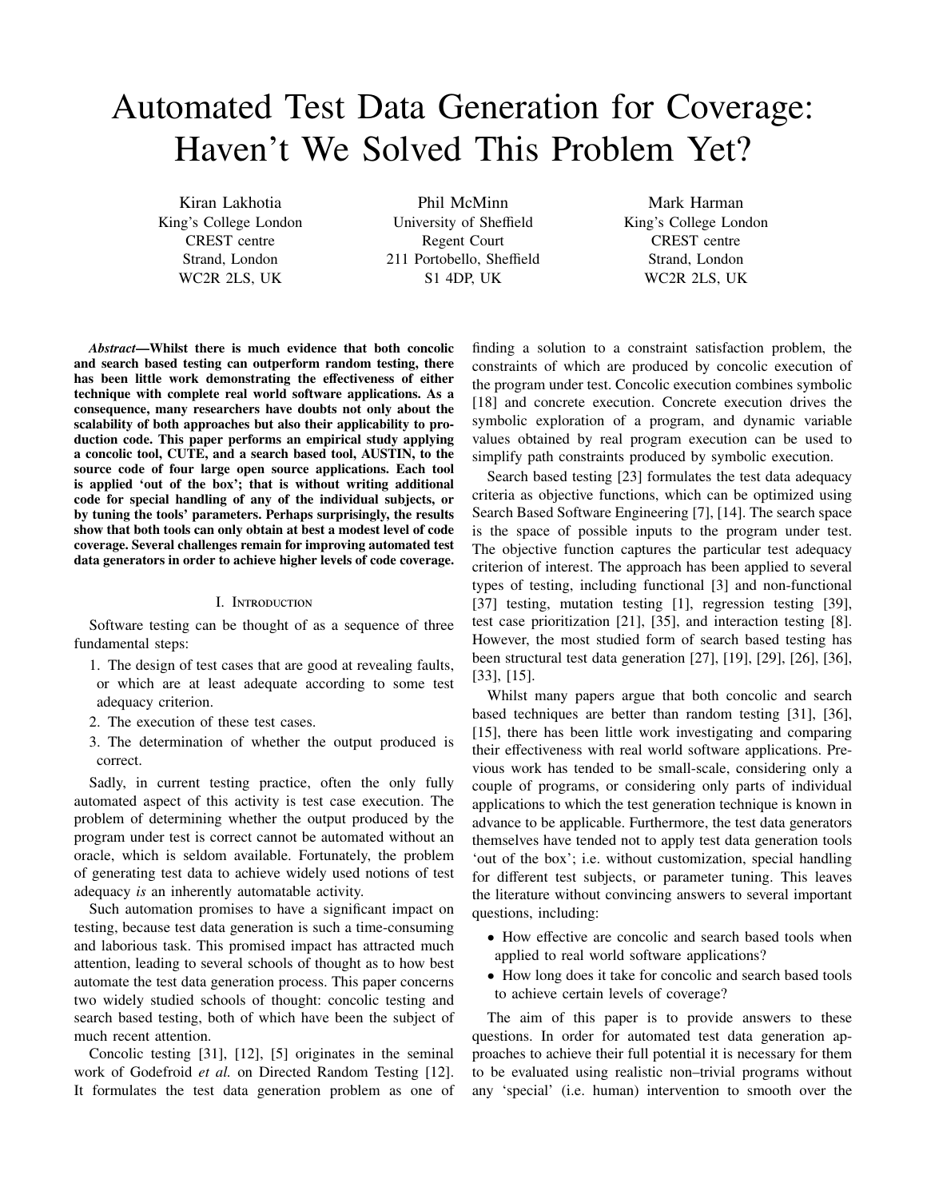# Automated Test Data Generation for Coverage: Haven't We Solved This Problem Yet?

Kiran Lakhotia
King's College London
CREST centre
Strand, London
WC2R 2LS, UK

Phil McMinn
University of Sheffield
Regent Court
211 Portobello, Sheffield
S1 4DP, UK

Mark Harman
King's College London
CREST centre
Strand, London
WC2R 2LS, UK

***Abstract*—Whilst there is much evidence that both concolic and search based testing can outperform random testing, there has been little work demonstrating the effectiveness of either technique with complete real world software applications. As a consequence, many researchers have doubts not only about the scalability of both approaches but also their applicability to production code. This paper performs an empirical study applying a concolic tool, CUTE, and a search based tool, AUSTIN, to the source code of four large open source applications. Each tool is applied 'out of the box'; that is without writing additional code for special handling of any of the individual subjects, or by tuning the tools' parameters. Perhaps surprisingly, the results show that both tools can only obtain at best a modest level of code coverage. Several challenges remain for improving automated test data generators in order to achieve higher levels of code coverage.**

## I. Introduction

Software testing can be thought of as a sequence of three fundamental steps:

1. The design of test cases that are good at revealing faults, or which are at least adequate according to some test adequacy criterion.
2. The execution of these test cases.
3. The determination of whether the output produced is correct.

Sadly, in current testing practice, often the only fully automated aspect of this activity is test case execution. The problem of determining whether the output produced by the program under test is correct cannot be automated without an oracle, which is seldom available. Fortunately, the problem of generating test data to achieve widely used notions of test adequacy *is* an inherently automatable activity.

Such automation promises to have a significant impact on testing, because test data generation is such a time-consuming and laborious task. This promised impact has attracted much attention, leading to several schools of thought as to how best automate the test data generation process. This paper concerns two widely studied schools of thought: concolic testing and search based testing, both of which have been the subject of much recent attention.

Concolic testing [31], [12], [5] originates in the seminal work of Godefroid *et al.* on Directed Random Testing [12]. It formulates the test data generation problem as one of finding a solution to a constraint satisfaction problem, the constraints of which are produced by concolic execution of the program under test. Concolic execution combines symbolic [18] and concrete execution. Concrete execution drives the symbolic exploration of a program, and dynamic variable values obtained by real program execution can be used to simplify path constraints produced by symbolic execution.

Search based testing [23] formulates the test data adequacy criteria as objective functions, which can be optimized using Search Based Software Engineering [7], [14]. The search space is the space of possible inputs to the program under test. The objective function captures the particular test adequacy criterion of interest. The approach has been applied to several types of testing, including functional [3] and non-functional [37] testing, mutation testing [1], regression testing [39], test case prioritization [21], [35], and interaction testing [8]. However, the most studied form of search based testing has been structural test data generation [27], [19], [29], [26], [36], [33], [15].

Whilst many papers argue that both concolic and search based techniques are better than random testing [31], [36], [15], there has been little work investigating and comparing their effectiveness with real world software applications. Previous work has tended to be small-scale, considering only a couple of programs, or considering only parts of individual applications to which the test generation technique is known in advance to be applicable. Furthermore, the test data generators themselves have tended not to apply test data generation tools 'out of the box'; i.e. without customization, special handling for different test subjects, or parameter tuning. This leaves the literature without convincing answers to several important questions, including:

- How effective are concolic and search based tools when applied to real world software applications?
- How long does it take for concolic and search based tools to achieve certain levels of coverage?

The aim of this paper is to provide answers to these questions. In order for automated test data generation approaches to achieve their full potential it is necessary for them to be evaluated using realistic non–trivial programs without any 'special' (i.e. human) intervention to smooth over the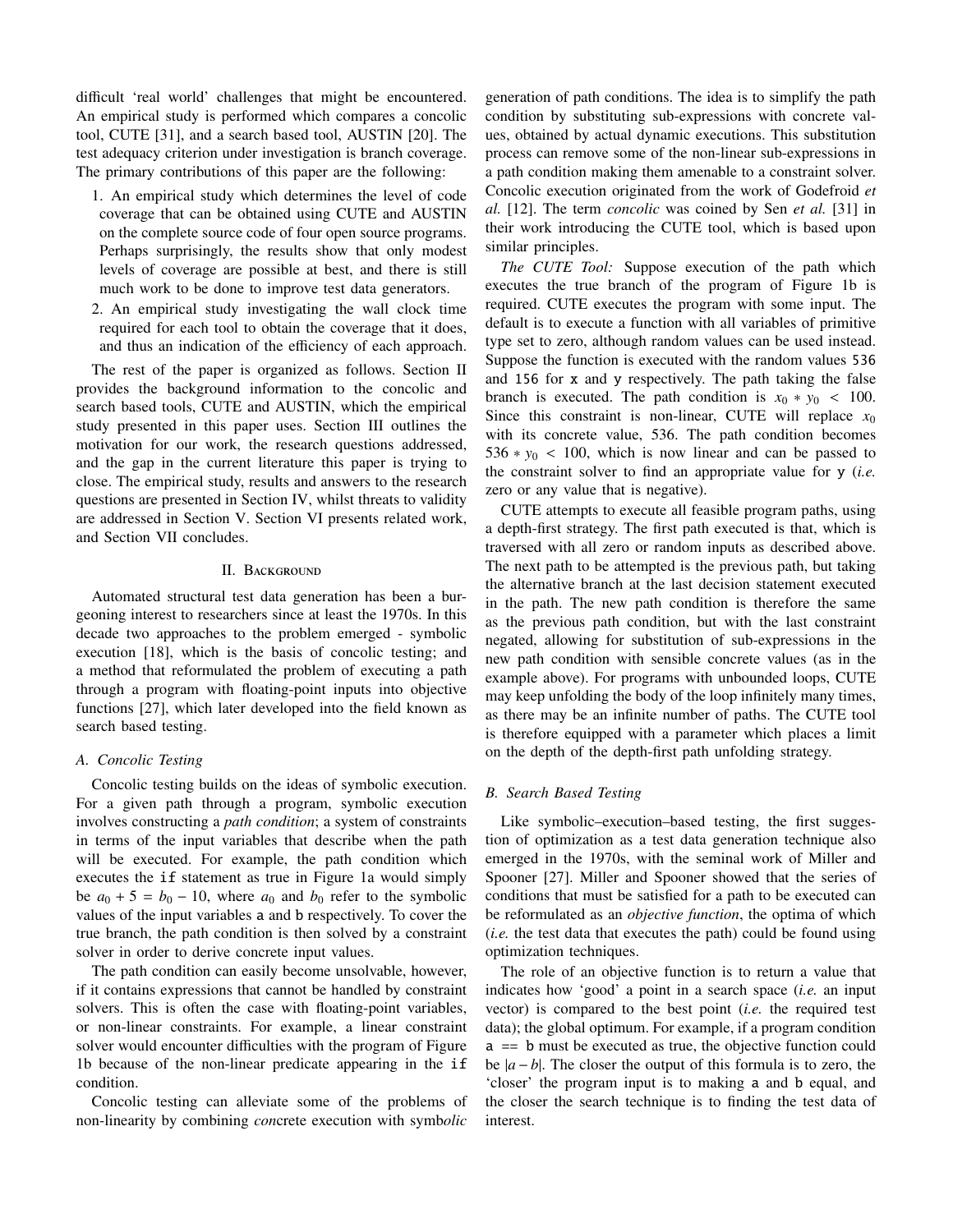difficult 'real world' challenges that might be encountered. An empirical study is performed which compares a concolic tool, CUTE [31], and a search based tool, AUSTIN [20]. The test adequacy criterion under investigation is branch coverage. The primary contributions of this paper are the following:

1. An empirical study which determines the level of code coverage that can be obtained using CUTE and AUSTIN on the complete source code of four open source programs. Perhaps surprisingly, the results show that only modest levels of coverage are possible at best, and there is still much work to be done to improve test data generators.
2. An empirical study investigating the wall clock time required for each tool to obtain the coverage that it does, and thus an indication of the efficiency of each approach.

The rest of the paper is organized as follows. Section II provides the background information to the concolic and search based tools, CUTE and AUSTIN, which the empirical study presented in this paper uses. Section III outlines the motivation for our work, the research questions addressed, and the gap in the current literature this paper is trying to close. The empirical study, results and answers to the research questions are presented in Section IV, whilst threats to validity are addressed in Section V. Section VI presents related work, and Section VII concludes.

## II. Background

Automated structural test data generation has been a burgeoning interest to researchers since at least the 1970s. In this decade two approaches to the problem emerged - symbolic execution [18], which is the basis of concolic testing; and a method that reformulated the problem of executing a path through a program with floating-point inputs into objective functions [27], which later developed into the field known as search based testing.

### A. Concolic Testing

Concolic testing builds on the ideas of symbolic execution. For a given path through a program, symbolic execution involves constructing a *path condition*; a system of constraints in terms of the input variables that describe when the path will be executed. For example, the path condition which executes the `if` statement as true in Figure 1a would simply be $a_0 + 5 = b_0 - 10$, where $a_0$ and $b_0$ refer to the symbolic values of the input variables `a` and `b` respectively. To cover the true branch, the path condition is then solved by a constraint solver in order to derive concrete input values.

The path condition can easily become unsolvable, however, if it contains expressions that cannot be handled by constraint solvers. This is often the case with floating-point variables, or non-linear constraints. For example, a linear constraint solver would encounter difficulties with the program of Figure 1b because of the non-linear predicate appearing in the `if` condition.

Concolic testing can alleviate some of the problems of non-linearity by combining *con*crete execution with symb*olic* generation of path conditions. The idea is to simplify the path condition by substituting sub-expressions with concrete values, obtained by actual dynamic executions. This substitution process can remove some of the non-linear sub-expressions in a path condition making them amenable to a constraint solver. Concolic execution originated from the work of Godefroid *et al.* [12]. The term *concolic* was coined by Sen *et al.* [31] in their work introducing the CUTE tool, which is based upon similar principles.

*The CUTE Tool:* Suppose execution of the path which executes the true branch of the program of Figure 1b is required. CUTE executes the program with some input. The default is to execute a function with all variables of primitive type set to zero, although random values can be used instead. Suppose the function is executed with the random values `536` and `156` for `x` and `y` respectively. The path taking the false branch is executed. The path condition is $x_0 * y_0 < 100$. Since this constraint is non-linear, CUTE will replace $x_0$ with its concrete value, 536. The path condition becomes $536 * y_0 < 100$, which is now linear and can be passed to the constraint solver to find an appropriate value for `y` (*i.e.* zero or any value that is negative).

CUTE attempts to execute all feasible program paths, using a depth-first strategy. The first path executed is that, which is traversed with all zero or random inputs as described above. The next path to be attempted is the previous path, but taking the alternative branch at the last decision statement executed in the path. The new path condition is therefore the same as the previous path condition, but with the last constraint negated, allowing for substitution of sub-expressions in the new path condition with sensible concrete values (as in the example above). For programs with unbounded loops, CUTE may keep unfolding the body of the loop infinitely many times, as there may be an infinite number of paths. The CUTE tool is therefore equipped with a parameter which places a limit on the depth of the depth-first path unfolding strategy.

### B. Search Based Testing

Like symbolic–execution–based testing, the first suggestion of optimization as a test data generation technique also emerged in the 1970s, with the seminal work of Miller and Spooner [27]. Miller and Spooner showed that the series of conditions that must be satisfied for a path to be executed can be reformulated as an *objective function*, the optima of which (*i.e.* the test data that executes the path) could be found using optimization techniques.

The role of an objective function is to return a value that indicates how 'good' a point in a search space (*i.e.* an input vector) is compared to the best point (*i.e.* the required test data); the global optimum. For example, if a program condition `a == b` must be executed as true, the objective function could be $|a - b|$. The closer the output of this formula is to zero, the 'closer' the program input is to making `a` and `b` equal, and the closer the search technique is to finding the test data of interest.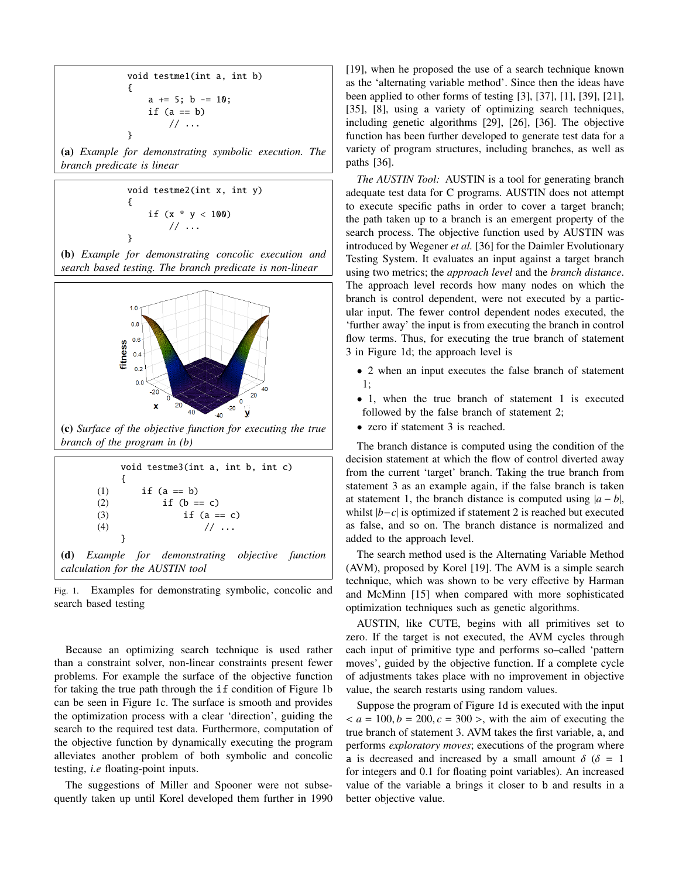```
void testme1(int a, int b)
{
    a += 5; b -= 10;
    if (a == b)
        // ...
}
```

**(a)** *Example for demonstrating symbolic execution. The branch predicate is linear*

```
void testme2(int x, int y)
{
    if (x * y < 100)
        // ...
}
```

**(b)** *Example for demonstrating concolic execution and search based testing. The branch predicate is non-linear*

**(c)** *Surface of the objective function for executing the true branch of the program in (b)*

```
     void testme3(int a, int b, int c)
     {
(1)      if (a == b)
(2)          if (b == c)
(3)              if (a == c)
(4)                  // ...
     }
```

**(d)** *Example for demonstrating objective function calculation for the AUSTIN tool*

Fig. 1. Examples for demonstrating symbolic, concolic and search based testing

Because an optimizing search technique is used rather than a constraint solver, non-linear constraints present fewer problems. For example the surface of the objective function for taking the true path through the `if` condition of Figure 1b can be seen in Figure 1c. The surface is smooth and provides the optimization process with a clear 'direction', guiding the search to the required test data. Furthermore, computation of the objective function by dynamically executing the program alleviates another problem of both symbolic and concolic testing, *i.e* floating-point inputs.

The suggestions of Miller and Spooner were not subsequently taken up until Korel developed them further in 1990 [19], when he proposed the use of a search technique known as the 'alternating variable method'. Since then the ideas have been applied to other forms of testing [3], [37], [1], [39], [21], [35], [8], using a variety of optimizing search techniques, including genetic algorithms [29], [26], [36]. The objective function has been further developed to generate test data for a variety of program structures, including branches, as well as paths [36].

*The AUSTIN Tool:* AUSTIN is a tool for generating branch adequate test data for C programs. AUSTIN does not attempt to execute specific paths in order to cover a target branch; the path taken up to a branch is an emergent property of the search process. The objective function used by AUSTIN was introduced by Wegener *et al.* [36] for the Daimler Evolutionary Testing System. It evaluates an input against a target branch using two metrics; the *approach level* and the *branch distance*. The approach level records how many nodes on which the branch is control dependent, were not executed by a particular input. The fewer control dependent nodes executed, the 'further away' the input is from executing the branch in control flow terms. Thus, for executing the true branch of statement 3 in Figure 1d; the approach level is

- 2 when an input executes the false branch of statement 1;
- 1, when the true branch of statement 1 is executed followed by the false branch of statement 2;
- zero if statement 3 is reached.

The branch distance is computed using the condition of the decision statement at which the flow of control diverted away from the current 'target' branch. Taking the true branch from statement 3 as an example again, if the false branch is taken at statement 1, the branch distance is computed using $|a - b|$, whilst $|b - c|$ is optimized if statement 2 is reached but executed as false, and so on. The branch distance is normalized and added to the approach level.

The search method used is the Alternating Variable Method (AVM), proposed by Korel [19]. The AVM is a simple search technique, which was shown to be very effective by Harman and McMinn [15] when compared with more sophisticated optimization techniques such as genetic algorithms.

AUSTIN, like CUTE, begins with all primitives set to zero. If the target is not executed, the AVM cycles through each input of primitive type and performs so–called 'pattern moves', guided by the objective function. If a complete cycle of adjustments takes place with no improvement in objective value, the search restarts using random values.

Suppose the program of Figure 1d is executed with the input $< a = 100, b = 200, c = 300 >$, with the aim of executing the true branch of statement 3. AVM takes the first variable, `a`, and performs *exploratory moves*; executions of the program where `a` is decreased and increased by a small amount $\delta$ ($\delta = 1$ for integers and 0.1 for floating point variables). An increased value of the variable `a` brings it closer to `b` and results in a better objective value.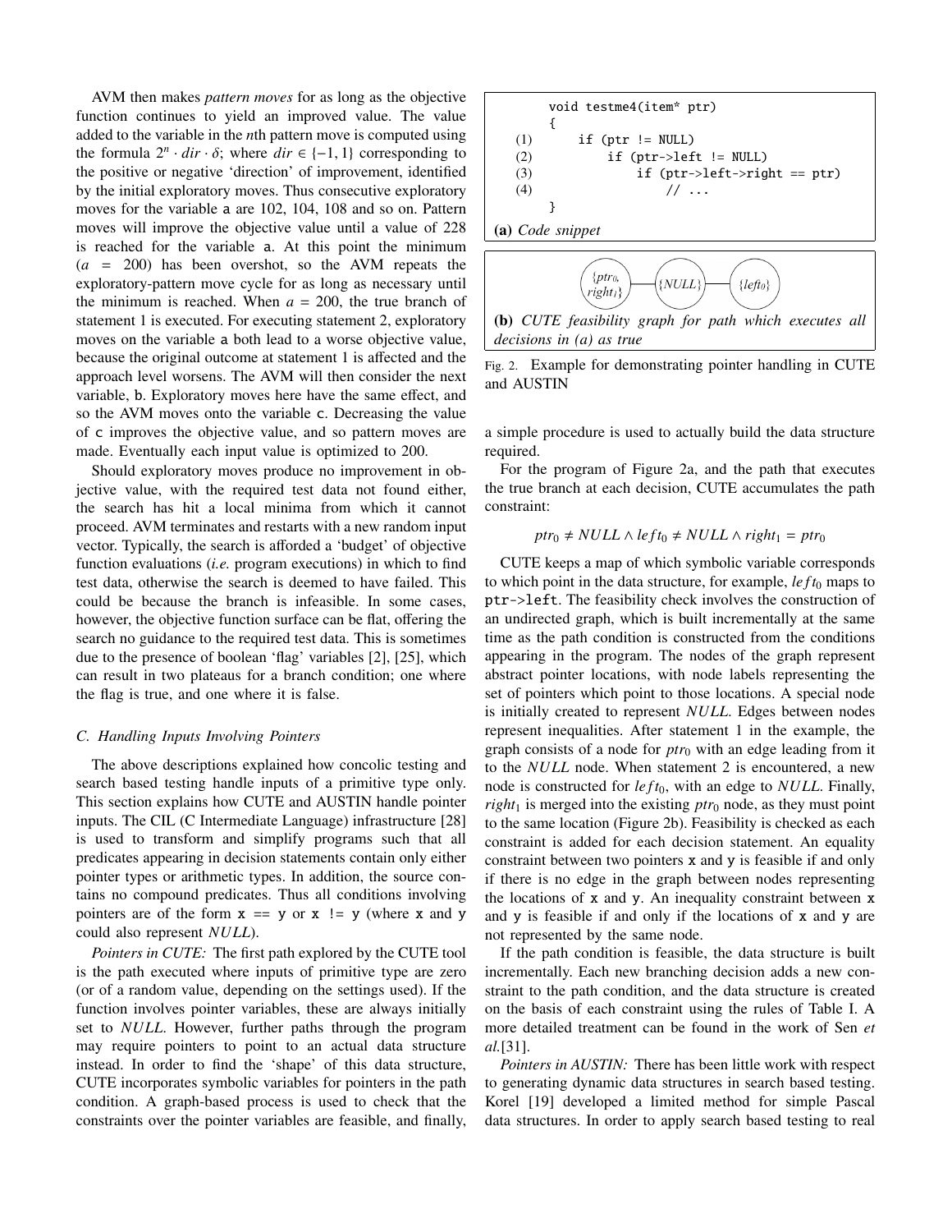AVM then makes *pattern moves* for as long as the objective function continues to yield an improved value. The value added to the variable in the $n$th pattern move is computed using the formula $2^n \cdot dir \cdot \delta$; where $dir \in \{-1, 1\}$ corresponding to the positive or negative 'direction' of improvement, identified by the initial exploratory moves. Thus consecutive exploratory moves for the variable a are 102, 104, 108 and so on. Pattern moves will improve the objective value until a value of 228 is reached for the variable a. At this point the minimum ($a = 200$) has been overshot, so the AVM repeats the exploratory-pattern move cycle for as long as necessary until the minimum is reached. When $a = 200$, the true branch of statement 1 is executed. For executing statement 2, exploratory moves on the variable a both lead to a worse objective value, because the original outcome at statement 1 is affected and the approach level worsens. The AVM will then consider the next variable, b. Exploratory moves here have the same effect, and so the AVM moves onto the variable c. Decreasing the value of c improves the objective value, and so pattern moves are made. Eventually each input value is optimized to 200.

Should exploratory moves produce no improvement in objective value, with the required test data not found either, the search has hit a local minima from which it cannot proceed. AVM terminates and restarts with a new random input vector. Typically, the search is afforded a 'budget' of objective function evaluations (*i.e.* program executions) in which to find test data, otherwise the search is deemed to have failed. This could be because the branch is infeasible. In some cases, however, the objective function surface can be flat, offering the search no guidance to the required test data. This is sometimes due to the presence of boolean 'flag' variables [2], [25], which can result in two plateaus for a branch condition; one where the flag is true, and one where it is false.

### C. Handling Inputs Involving Pointers

The above descriptions explained how concolic testing and search based testing handle inputs of a primitive type only. This section explains how CUTE and AUSTIN handle pointer inputs. The CIL (C Intermediate Language) infrastructure [28] is used to transform and simplify programs such that all predicates appearing in decision statements contain only either pointer types or arithmetic types. In addition, the source contains no compound predicates. Thus all conditions involving pointers are of the form `x == y` or `x != y` (where x and y could also represent $NULL$).

*Pointers in CUTE:* The first path explored by the CUTE tool is the path executed where inputs of primitive type are zero (or of a random value, depending on the settings used). If the function involves pointer variables, these are always initially set to $NULL$. However, further paths through the program may require pointers to point to an actual data structure instead. In order to find the 'shape' of this data structure, CUTE incorporates symbolic variables for pointers in the path condition. A graph-based process is used to check that the constraints over the pointer variables are feasible, and finally, a simple procedure is used to actually build the data structure required.

```
        void testme4(item* ptr)
        {
    (1)     if (ptr != NULL)
    (2)         if (ptr->left != NULL)
    (3)             if (ptr->left->right == ptr)
    (4)                 // ...
        }
```

**(a)** *Code snippet*

$\{ptr_0, right_1\}$ — $\{NULL\}$ — $\{left_0\}$

**(b)** *CUTE feasibility graph for path which executes all decisions in (a) as true*

Fig. 2. Example for demonstrating pointer handling in CUTE and AUSTIN

For the program of Figure 2a, and the path that executes the true branch at each decision, CUTE accumulates the path constraint:

$$ptr_0 \neq NULL \wedge left_0 \neq NULL \wedge right_1 = ptr_0$$

CUTE keeps a map of which symbolic variable corresponds to which point in the data structure, for example, $left_0$ maps to `ptr->left`. The feasibility check involves the construction of an undirected graph, which is built incrementally at the same time as the path condition is constructed from the conditions appearing in the program. The nodes of the graph represent abstract pointer locations, with node labels representing the set of pointers which point to those locations. A special node is initially created to represent $NULL$. Edges between nodes represent inequalities. After statement 1 in the example, the graph consists of a node for $ptr_0$ with an edge leading from it to the $NULL$ node. When statement 2 is encountered, a new node is constructed for $left_0$, with an edge to $NULL$. Finally, $right_1$ is merged into the existing $ptr_0$ node, as they must point to the same location (Figure 2b). Feasibility is checked as each constraint is added for each decision statement. An equality constraint between two pointers x and y is feasible if and only if there is no edge in the graph between nodes representing the locations of x and y. An inequality constraint between x and y is feasible if and only if the locations of x and y are not represented by the same node.

If the path condition is feasible, the data structure is built incrementally. Each new branching decision adds a new constraint to the path condition, and the data structure is created on the basis of each constraint using the rules of Table I. A more detailed treatment can be found in the work of Sen *et al.*[31].

*Pointers in AUSTIN:* There has been little work with respect to generating dynamic data structures in search based testing. Korel [19] developed a limited method for simple Pascal data structures. In order to apply search based testing to real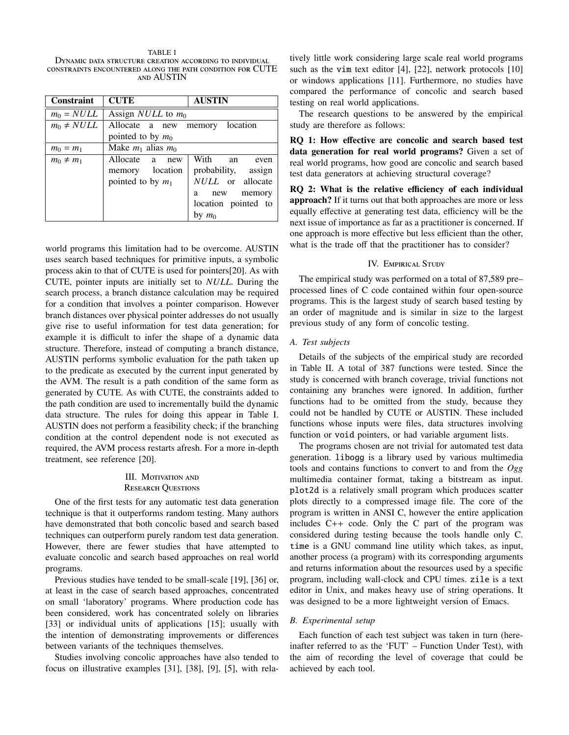TABLE I
DYNAMIC DATA STRUCTURE CREATION ACCORDING TO INDIVIDUAL CONSTRAINTS ENCOUNTERED ALONG THE PATH CONDITION FOR CUTE AND AUSTIN

| Constraint | CUTE | AUSTIN |
| --- | --- | --- |
| $m_0 = NULL$ | Assign $NULL$ to $m_0$ | |
| $m_0 \neq NULL$ | Allocate a new memory location pointed to by $m_0$ | |
| $m_0 = m_1$ | Make $m_1$ alias $m_0$ | |
| $m_0 \neq m_1$ | Allocate a new memory location pointed to by $m_1$ | With an even probability, assign $NULL$ or allocate a new memory location pointed to by $m_0$ |

world programs this limitation had to be overcome. AUSTIN uses search based techniques for primitive inputs, a symbolic process akin to that of CUTE is used for pointers[20]. As with CUTE, pointer inputs are initially set to $NULL$. During the search process, a branch distance calculation may be required for a condition that involves a pointer comparison. However branch distances over physical pointer addresses do not usually give rise to useful information for test data generation; for example it is difficult to infer the shape of a dynamic data structure. Therefore, instead of computing a branch distance, AUSTIN performs symbolic evaluation for the path taken up to the predicate as executed by the current input generated by the AVM. The result is a path condition of the same form as generated by CUTE. As with CUTE, the constraints added to the path condition are used to incrementally build the dynamic data structure. The rules for doing this appear in Table I. AUSTIN does not perform a feasibility check; if the branching condition at the control dependent node is not executed as required, the AVM process restarts afresh. For a more in-depth treatment, see reference [20].

## III. Motivation and Research Questions

One of the first tests for any automatic test data generation technique is that it outperforms random testing. Many authors have demonstrated that both concolic based and search based techniques can outperform purely random test data generation. However, there are fewer studies that have attempted to evaluate concolic and search based approaches on real world programs.

Previous studies have tended to be small-scale [19], [36] or, at least in the case of search based approaches, concentrated on small 'laboratory' programs. Where production code has been considered, work has concentrated solely on libraries [33] or individual units of applications [15]; usually with the intention of demonstrating improvements or differences between variants of the techniques themselves.

Studies involving concolic approaches have also tended to focus on illustrative examples [31], [38], [9], [5], with relatively little work considering large scale real world programs such as the `vim` text editor [4], [22], network protocols [10] or windows applications [11]. Furthermore, no studies have compared the performance of concolic and search based testing on real world applications.

The research questions to be answered by the empirical study are therefore as follows:

**RQ 1: How effective are concolic and search based test data generation for real world programs?** Given a set of real world programs, how good are concolic and search based test data generators at achieving structural coverage?

**RQ 2: What is the relative efficiency of each individual approach?** If it turns out that both approaches are more or less equally effective at generating test data, efficiency will be the next issue of importance as far as a practitioner is concerned. If one approach is more effective but less efficient than the other, what is the trade off that the practitioner has to consider?

## IV. Empirical Study

The empirical study was performed on a total of 87,589 pre–processed lines of C code contained within four open-source programs. This is the largest study of search based testing by an order of magnitude and is similar in size to the largest previous study of any form of concolic testing.

### A. Test subjects

Details of the subjects of the empirical study are recorded in Table II. A total of 387 functions were tested. Since the study is concerned with branch coverage, trivial functions not containing any branches were ignored. In addition, further functions had to be omitted from the study, because they could not be handled by CUTE or AUSTIN. These included functions whose inputs were files, data structures involving function or `void` pointers, or had variable argument lists.

The programs chosen are not trivial for automated test data generation. `libogg` is a library used by various multimedia tools and contains functions to convert to and from the *Ogg* multimedia container format, taking a bitstream as input. `plot2d` is a relatively small program which produces scatter plots directly to a compressed image file. The core of the program is written in ANSI C, however the entire application includes C++ code. Only the C part of the program was considered during testing because the tools handle only C. `time` is a GNU command line utility which takes, as input, another process (a program) with its corresponding arguments and returns information about the resources used by a specific program, including wall-clock and CPU times. `zile` is a text editor in Unix, and makes heavy use of string operations. It was designed to be a more lightweight version of Emacs.

### B. Experimental setup

Each function of each test subject was taken in turn (hereinafter referred to as the 'FUT' – Function Under Test), with the aim of recording the level of coverage that could be achieved by each tool.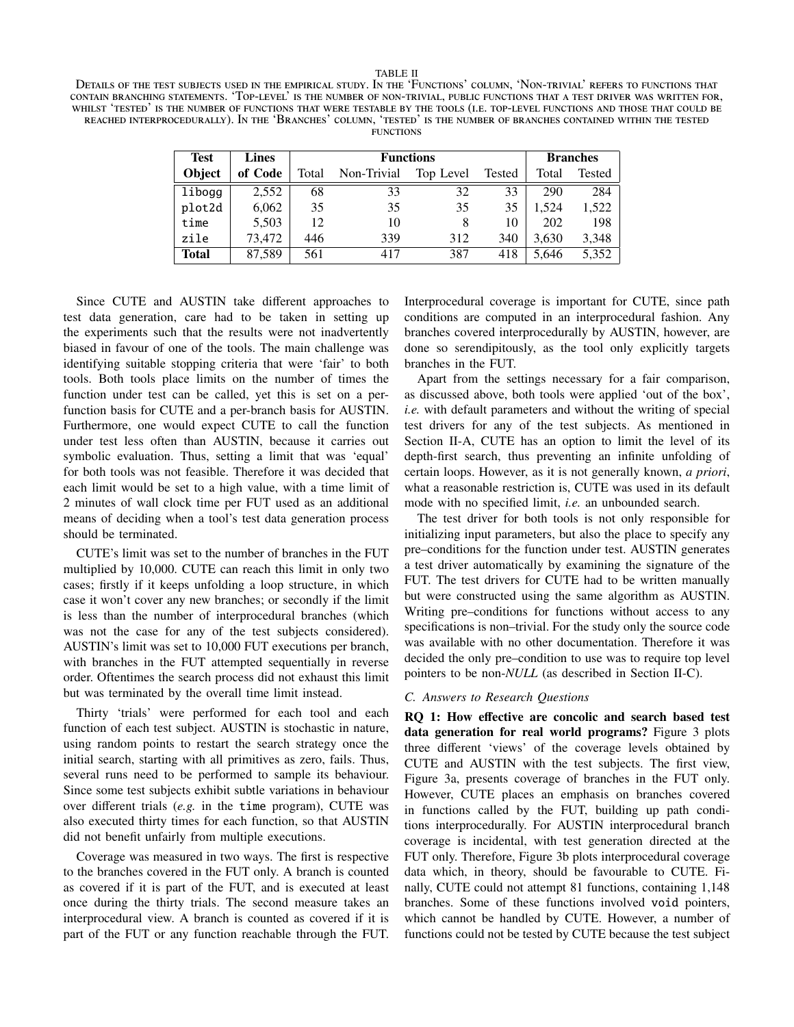TABLE II

DETAILS OF THE TEST SUBJECTS USED IN THE EMPIRICAL STUDY. IN THE 'FUNCTIONS' COLUMN, 'NON-TRIVIAL' REFERS TO FUNCTIONS THAT CONTAIN BRANCHING STATEMENTS. 'TOP-LEVEL' IS THE NUMBER OF NON-TRIVIAL, PUBLIC FUNCTIONS THAT A TEST DRIVER WAS WRITTEN FOR, WHILST 'TESTED' IS THE NUMBER OF FUNCTIONS THAT WERE TESTABLE BY THE TOOLS (I.E. TOP-LEVEL FUNCTIONS AND THOSE THAT COULD BE REACHED INTERPROCEDURALLY). IN THE 'BRANCHES' COLUMN, 'TESTED' IS THE NUMBER OF BRANCHES CONTAINED WITHIN THE TESTED FUNCTIONS

| Test | Lines | Functions | | | | Branches | |
|---|---|---|---|---|---|---|---|
| Object | of Code | Total | Non-Trivial | Top Level | Tested | Total | Tested |
| libogg | 2,552 | 68 | 33 | 32 | 33 | 290 | 284 |
| plot2d | 6,062 | 35 | 35 | 35 | 35 | 1,524 | 1,522 |
| time | 5,503 | 12 | 10 | 8 | 10 | 202 | 198 |
| zile | 73,472 | 446 | 339 | 312 | 340 | 3,630 | 3,348 |
| **Total** | 87,589 | 561 | 417 | 387 | 418 | 5,646 | 5,352 |

Since CUTE and AUSTIN take different approaches to test data generation, care had to be taken in setting up the experiments such that the results were not inadvertently biased in favour of one of the tools. The main challenge was identifying suitable stopping criteria that were 'fair' to both tools. Both tools place limits on the number of times the function under test can be called, yet this is set on a per-function basis for CUTE and a per-branch basis for AUSTIN. Furthermore, one would expect CUTE to call the function under test less often than AUSTIN, because it carries out symbolic evaluation. Thus, setting a limit that was 'equal' for both tools was not feasible. Therefore it was decided that each limit would be set to a high value, with a time limit of 2 minutes of wall clock time per FUT used as an additional means of deciding when a tool's test data generation process should be terminated.

CUTE's limit was set to the number of branches in the FUT multiplied by 10,000. CUTE can reach this limit in only two cases; firstly if it keeps unfolding a loop structure, in which case it won't cover any new branches; or secondly if the limit is less than the number of interprocedural branches (which was not the case for any of the test subjects considered). AUSTIN's limit was set to 10,000 FUT executions per branch, with branches in the FUT attempted sequentially in reverse order. Oftentimes the search process did not exhaust this limit but was terminated by the overall time limit instead.

Thirty 'trials' were performed for each tool and each function of each test subject. AUSTIN is stochastic in nature, using random points to restart the search strategy once the initial search, starting with all primitives as zero, fails. Thus, several runs need to be performed to sample its behaviour. Since some test subjects exhibit subtle variations in behaviour over different trials (*e.g.* in the time program), CUTE was also executed thirty times for each function, so that AUSTIN did not benefit unfairly from multiple executions.

Coverage was measured in two ways. The first is respective to the branches covered in the FUT only. A branch is counted as covered if it is part of the FUT, and is executed at least once during the thirty trials. The second measure takes an interprocedural view. A branch is counted as covered if it is part of the FUT or any function reachable through the FUT. Interprocedural coverage is important for CUTE, since path conditions are computed in an interprocedural fashion. Any branches covered interprocedurally by AUSTIN, however, are done so serendipitously, as the tool only explicitly targets branches in the FUT.

Apart from the settings necessary for a fair comparison, as discussed above, both tools were applied 'out of the box', *i.e.* with default parameters and without the writing of special test drivers for any of the test subjects. As mentioned in Section II-A, CUTE has an option to limit the level of its depth-first search, thus preventing an infinite unfolding of certain loops. However, as it is not generally known, *a priori*, what a reasonable restriction is, CUTE was used in its default mode with no specified limit, *i.e.* an unbounded search.

The test driver for both tools is not only responsible for initializing input parameters, but also the place to specify any pre–conditions for the function under test. AUSTIN generates a test driver automatically by examining the signature of the FUT. The test drivers for CUTE had to be written manually but were constructed using the same algorithm as AUSTIN. Writing pre–conditions for functions without access to any specifications is non–trivial. For the study only the source code was available with no other documentation. Therefore it was decided the only pre–condition to use was to require top level pointers to be non-*NULL* (as described in Section II-C).

### C. Answers to Research Questions

**RQ 1: How effective are concolic and search based test data generation for real world programs?** Figure 3 plots three different 'views' of the coverage levels obtained by CUTE and AUSTIN with the test subjects. The first view, Figure 3a, presents coverage of branches in the FUT only. However, CUTE places an emphasis on branches covered in functions called by the FUT, building up path conditions interprocedurally. For AUSTIN interprocedural branch coverage is incidental, with test generation directed at the FUT only. Therefore, Figure 3b plots interprocedural coverage data which, in theory, should be favourable to CUTE. Finally, CUTE could not attempt 81 functions, containing 1,148 branches. Some of these functions involved void pointers, which cannot be handled by CUTE. However, a number of functions could not be tested by CUTE because the test subject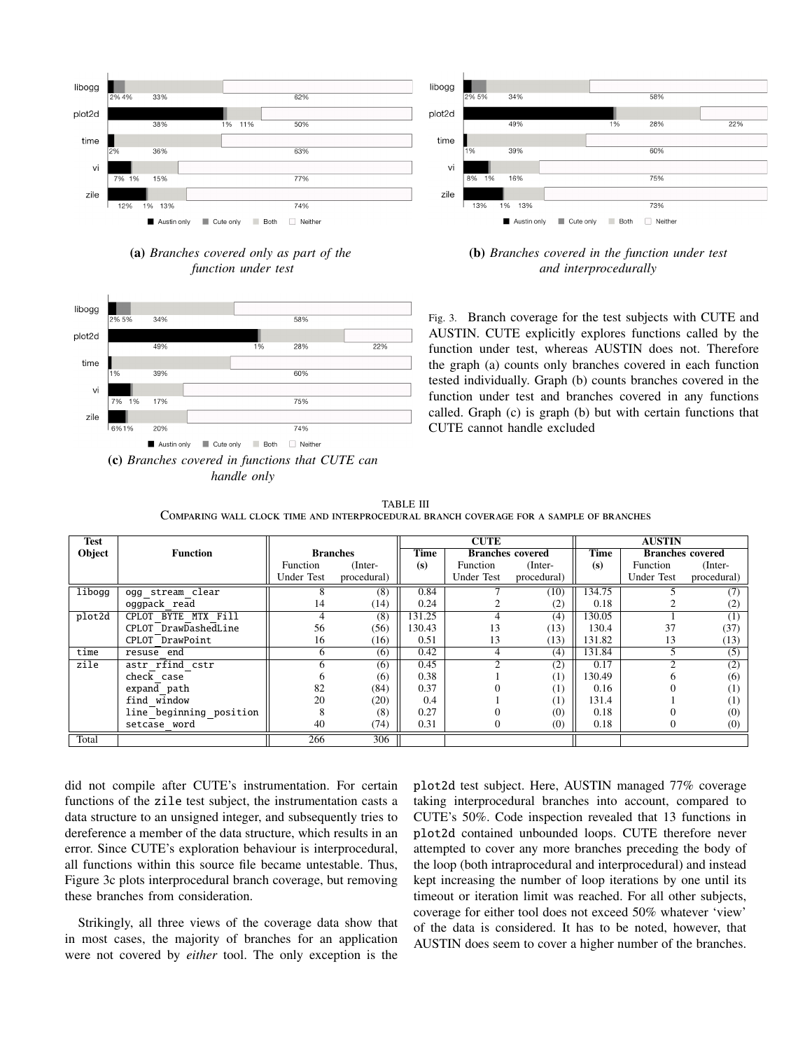(a) *Branches covered only as part of the function under test*

(b) *Branches covered in the function under test and interprocedurally*

(c) *Branches covered in functions that CUTE can handle only*

Fig. 3. Branch coverage for the test subjects with CUTE and AUSTIN. CUTE explicitly explores functions called by the function under test, whereas AUSTIN does not. Therefore the graph (a) counts only branches covered in each function tested individually. Graph (b) counts branches covered in the function under test and branches covered in any functions called. Graph (c) is graph (b) but with certain functions that CUTE cannot handle excluded

TABLE III
COMPARING WALL CLOCK TIME AND INTERPROCEDURAL BRANCH COVERAGE FOR A SAMPLE OF BRANCHES

| Test Object | Function | Branches | | CUTE | | | AUSTIN | | |
|---|---|---|---|---|---|---|---|---|---|
| | | | | Time | Branches covered | | Time | Branches covered | |
| | | Function Under Test | (Inter-procedural) | (s) | Function Under Test | (Inter-procedural) | (s) | Function Under Test | (Inter-procedural) |
| libogg | ogg_stream_clear | 8 | (8) | 0.84 | 7 | (10) | 134.75 | 5 | (7) |
| | oggpack_read | 14 | (14) | 0.24 | 2 | (2) | 0.18 | 2 | (2) |
| plot2d | CPLOT_BYTE_MTX_Fill | 4 | (8) | 131.25 | 4 | (4) | 130.05 | 1 | (1) |
| | CPLOT_DrawDashedLine | 56 | (56) | 130.43 | 13 | (13) | 130.4 | 37 | (37) |
| | CPLOT_DrawPoint | 16 | (16) | 0.51 | 13 | (13) | 131.82 | 13 | (13) |
| time | resuse_end | 6 | (6) | 0.42 | 4 | (4) | 131.84 | 5 | (5) |
| zile | astr_rfind_cstr | 6 | (6) | 0.45 | 2 | (2) | 0.17 | 2 | (2) |
| | check_case | 6 | (6) | 0.38 | 1 | (1) | 130.49 | 6 | (6) |
| | expand_path | 82 | (84) | 0.37 | 0 | (1) | 0.16 | 0 | (1) |
| | find_window | 20 | (20) | 0.4 | 1 | (1) | 131.4 | 1 | (1) |
| | line_beginning_position | 8 | (8) | 0.27 | 0 | (0) | 0.18 | 0 | (0) |
| | setcase_word | 40 | (74) | 0.31 | 0 | (0) | 0.18 | 0 | (0) |
| Total | | 266 | 306 | | | | | | |

did not compile after CUTE's instrumentation. For certain functions of the zile test subject, the instrumentation casts a data structure to an unsigned integer, and subsequently tries to dereference a member of the data structure, which results in an error. Since CUTE's exploration behaviour is interprocedural, all functions within this source file became untestable. Thus, Figure 3c plots interprocedural branch coverage, but removing these branches from consideration.

Strikingly, all three views of the coverage data show that in most cases, the majority of branches for an application were not covered by *either* tool. The only exception is the plot2d test subject. Here, AUSTIN managed 77% coverage taking interprocedural branches into account, compared to CUTE's 50%. Code inspection revealed that 13 functions in plot2d contained unbounded loops. CUTE therefore never attempted to cover any more branches preceding the body of the loop (both intraprocedural and interprocedural) and instead kept increasing the number of loop iterations by one until its timeout or iteration limit was reached. For all other subjects, coverage for either tool does not exceed 50% whatever 'view' of the data is considered. It has to be noted, however, that AUSTIN does seem to cover a higher number of the branches.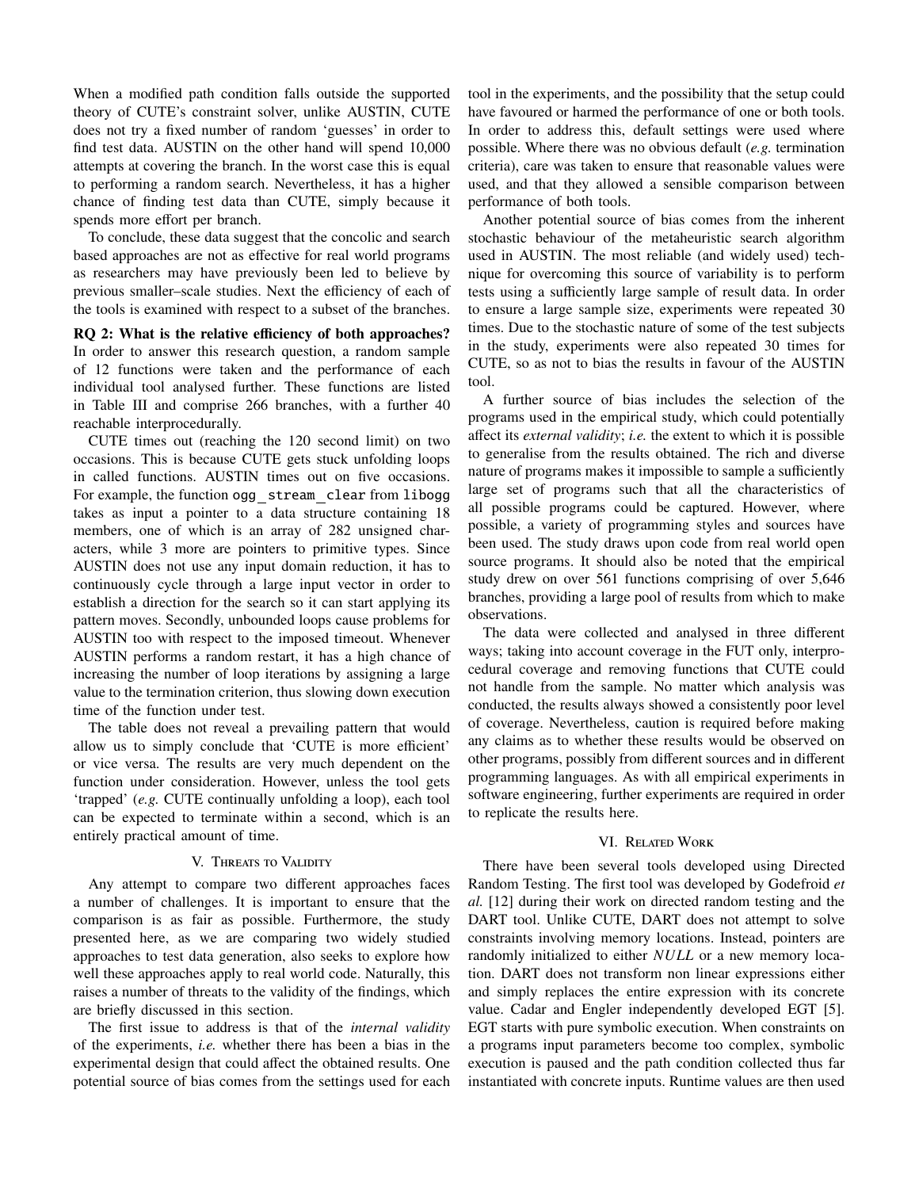When a modified path condition falls outside the supported theory of CUTE's constraint solver, unlike AUSTIN, CUTE does not try a fixed number of random 'guesses' in order to find test data. AUSTIN on the other hand will spend 10,000 attempts at covering the branch. In the worst case this is equal to performing a random search. Nevertheless, it has a higher chance of finding test data than CUTE, simply because it spends more effort per branch.

To conclude, these data suggest that the concolic and search based approaches are not as effective for real world programs as researchers may have previously been led to believe by previous smaller–scale studies. Next the efficiency of each of the tools is examined with respect to a subset of the branches.

**RQ 2: What is the relative efficiency of both approaches?** In order to answer this research question, a random sample of 12 functions were taken and the performance of each individual tool analysed further. These functions are listed in Table III and comprise 266 branches, with a further 40 reachable interprocedurally.

CUTE times out (reaching the 120 second limit) on two occasions. This is because CUTE gets stuck unfolding loops in called functions. AUSTIN times out on five occasions. For example, the function `ogg_stream_clear` from `libogg` takes as input a pointer to a data structure containing 18 members, one of which is an array of 282 unsigned characters, while 3 more are pointers to primitive types. Since AUSTIN does not use any input domain reduction, it has to continuously cycle through a large input vector in order to establish a direction for the search so it can start applying its pattern moves. Secondly, unbounded loops cause problems for AUSTIN too with respect to the imposed timeout. Whenever AUSTIN performs a random restart, it has a high chance of increasing the number of loop iterations by assigning a large value to the termination criterion, thus slowing down execution time of the function under test.

The table does not reveal a prevailing pattern that would allow us to simply conclude that 'CUTE is more efficient' or vice versa. The results are very much dependent on the function under consideration. However, unless the tool gets 'trapped' (*e.g.* CUTE continually unfolding a loop), each tool can be expected to terminate within a second, which is an entirely practical amount of time.

## V. Threats to Validity

Any attempt to compare two different approaches faces a number of challenges. It is important to ensure that the comparison is as fair as possible. Furthermore, the study presented here, as we are comparing two widely studied approaches to test data generation, also seeks to explore how well these approaches apply to real world code. Naturally, this raises a number of threats to the validity of the findings, which are briefly discussed in this section.

The first issue to address is that of the *internal validity* of the experiments, *i.e.* whether there has been a bias in the experimental design that could affect the obtained results. One potential source of bias comes from the settings used for each tool in the experiments, and the possibility that the setup could have favoured or harmed the performance of one or both tools. In order to address this, default settings were used where possible. Where there was no obvious default (*e.g.* termination criteria), care was taken to ensure that reasonable values were used, and that they allowed a sensible comparison between performance of both tools.

Another potential source of bias comes from the inherent stochastic behaviour of the metaheuristic search algorithm used in AUSTIN. The most reliable (and widely used) technique for overcoming this source of variability is to perform tests using a sufficiently large sample of result data. In order to ensure a large sample size, experiments were repeated 30 times. Due to the stochastic nature of some of the test subjects in the study, experiments were also repeated 30 times for CUTE, so as not to bias the results in favour of the AUSTIN tool.

A further source of bias includes the selection of the programs used in the empirical study, which could potentially affect its *external validity*; *i.e.* the extent to which it is possible to generalise from the results obtained. The rich and diverse nature of programs makes it impossible to sample a sufficiently large set of programs such that all the characteristics of all possible programs could be captured. However, where possible, a variety of programming styles and sources have been used. The study draws upon code from real world open source programs. It should also be noted that the empirical study drew on over 561 functions comprising of over 5,646 branches, providing a large pool of results from which to make observations.

The data were collected and analysed in three different ways; taking into account coverage in the FUT only, interprocedural coverage and removing functions that CUTE could not handle from the sample. No matter which analysis was conducted, the results always showed a consistently poor level of coverage. Nevertheless, caution is required before making any claims as to whether these results would be observed on other programs, possibly from different sources and in different programming languages. As with all empirical experiments in software engineering, further experiments are required in order to replicate the results here.

## VI. Related Work

There have been several tools developed using Directed Random Testing. The first tool was developed by Godefroid *et al.* [12] during their work on directed random testing and the DART tool. Unlike CUTE, DART does not attempt to solve constraints involving memory locations. Instead, pointers are randomly initialized to either *NULL* or a new memory location. DART does not transform non linear expressions either and simply replaces the entire expression with its concrete value. Cadar and Engler independently developed EGT [5]. EGT starts with pure symbolic execution. When constraints on a programs input parameters become too complex, symbolic execution is paused and the path condition collected thus far instantiated with concrete inputs. Runtime values are then used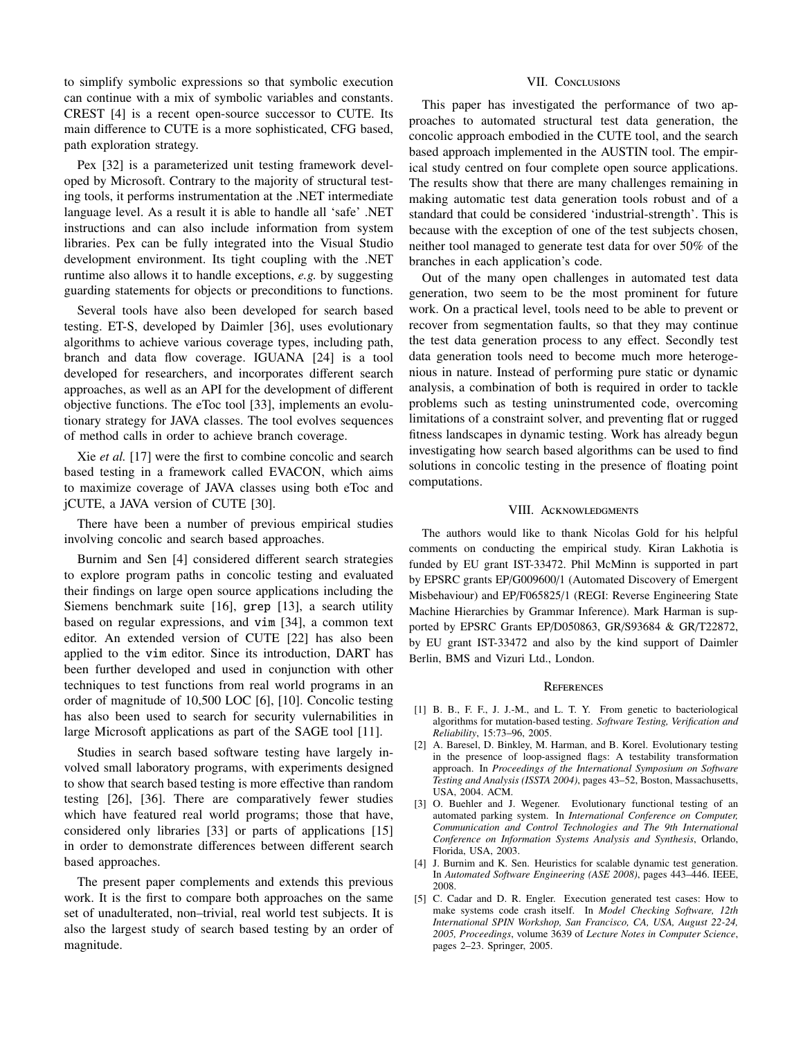to simplify symbolic expressions so that symbolic execution can continue with a mix of symbolic variables and constants. CREST [4] is a recent open-source successor to CUTE. Its main difference to CUTE is a more sophisticated, CFG based, path exploration strategy.

Pex [32] is a parameterized unit testing framework developed by Microsoft. Contrary to the majority of structural testing tools, it performs instrumentation at the .NET intermediate language level. As a result it is able to handle all 'safe' .NET instructions and can also include information from system libraries. Pex can be fully integrated into the Visual Studio development environment. Its tight coupling with the .NET runtime also allows it to handle exceptions, *e.g.* by suggesting guarding statements for objects or preconditions to functions.

Several tools have also been developed for search based testing. ET-S, developed by Daimler [36], uses evolutionary algorithms to achieve various coverage types, including path, branch and data flow coverage. IGUANA [24] is a tool developed for researchers, and incorporates different search approaches, as well as an API for the development of different objective functions. The eToc tool [33], implements an evolutionary strategy for JAVA classes. The tool evolves sequences of method calls in order to achieve branch coverage.

Xie *et al.* [17] were the first to combine concolic and search based testing in a framework called EVACON, which aims to maximize coverage of JAVA classes using both eToc and jCUTE, a JAVA version of CUTE [30].

There have been a number of previous empirical studies involving concolic and search based approaches.

Burnim and Sen [4] considered different search strategies to explore program paths in concolic testing and evaluated their findings on large open source applications including the Siemens benchmark suite [16], `grep` [13], a search utility based on regular expressions, and `vim` [34], a common text editor. An extended version of CUTE [22] has also been applied to the `vim` editor. Since its introduction, DART has been further developed and used in conjunction with other techniques to test functions from real world programs in an order of magnitude of 10,500 LOC [6], [10]. Concolic testing has also been used to search for security vulnerabilities in large Microsoft applications as part of the SAGE tool [11].

Studies in search based software testing have largely involved small laboratory programs, with experiments designed to show that search based testing is more effective than random testing [26], [36]. There are comparatively fewer studies which have featured real world programs; those that have, considered only libraries [33] or parts of applications [15] in order to demonstrate differences between different search based approaches.

The present paper complements and extends this previous work. It is the first to compare both approaches on the same set of unadulterated, non–trivial, real world test subjects. It is also the largest study of search based testing by an order of magnitude.

## VII. Conclusions

This paper has investigated the performance of two approaches to automated structural test data generation, the concolic approach embodied in the CUTE tool, and the search based approach implemented in the AUSTIN tool. The empirical study centred on four complete open source applications. The results show that there are many challenges remaining in making automatic test data generation tools robust and of a standard that could be considered 'industrial-strength'. This is because with the exception of one of the test subjects chosen, neither tool managed to generate test data for over 50% of the branches in each application's code.

Out of the many open challenges in automated test data generation, two seem to be the most prominent for future work. On a practical level, tools need to be able to prevent or recover from segmentation faults, so that they may continue the test data generation process to any effect. Secondly test data generation tools need to become much more heterogenious in nature. Instead of performing pure static or dynamic analysis, a combination of both is required in order to tackle problems such as testing uninstrumented code, overcoming limitations of a constraint solver, and preventing flat or rugged fitness landscapes in dynamic testing. Work has already begun investigating how search based algorithms can be used to find solutions in concolic testing in the presence of floating point computations.

## VIII. Acknowledgments

The authors would like to thank Nicolas Gold for his helpful comments on conducting the empirical study. Kiran Lakhotia is funded by EU grant IST-33472. Phil McMinn is supported in part by EPSRC grants EP/G009600/1 (Automated Discovery of Emergent Misbehaviour) and EP/F065825/1 (REGI: Reverse Engineering State Machine Hierarchies by Grammar Inference). Mark Harman is supported by EPSRC Grants EP/D050863, GR/S93684 & GR/T22872, by EU grant IST-33472 and also by the kind support of Daimler Berlin, BMS and Vizuri Ltd., London.

## References

[1] B. B., F. F., J. J.-M., and L. T. Y. From genetic to bacteriological algorithms for mutation-based testing. *Software Testing, Verification and Reliability*, 15:73–96, 2005.

[2] A. Baresel, D. Binkley, M. Harman, and B. Korel. Evolutionary testing in the presence of loop-assigned flags: A testability transformation approach. In *Proceedings of the International Symposium on Software Testing and Analysis (ISSTA 2004)*, pages 43–52, Boston, Massachusetts, USA, 2004. ACM.

[3] O. Buehler and J. Wegener. Evolutionary functional testing of an automated parking system. In *International Conference on Computer, Communication and Control Technologies and The 9th International Conference on Information Systems Analysis and Synthesis*, Orlando, Florida, USA, 2003.

[4] J. Burnim and K. Sen. Heuristics for scalable dynamic test generation. In *Automated Software Engineering (ASE 2008)*, pages 443–446. IEEE, 2008.

[5] C. Cadar and D. R. Engler. Execution generated test cases: How to make systems code crash itself. In *Model Checking Software, 12th International SPIN Workshop, San Francisco, CA, USA, August 22-24, 2005, Proceedings*, volume 3639 of *Lecture Notes in Computer Science*, pages 2–23. Springer, 2005.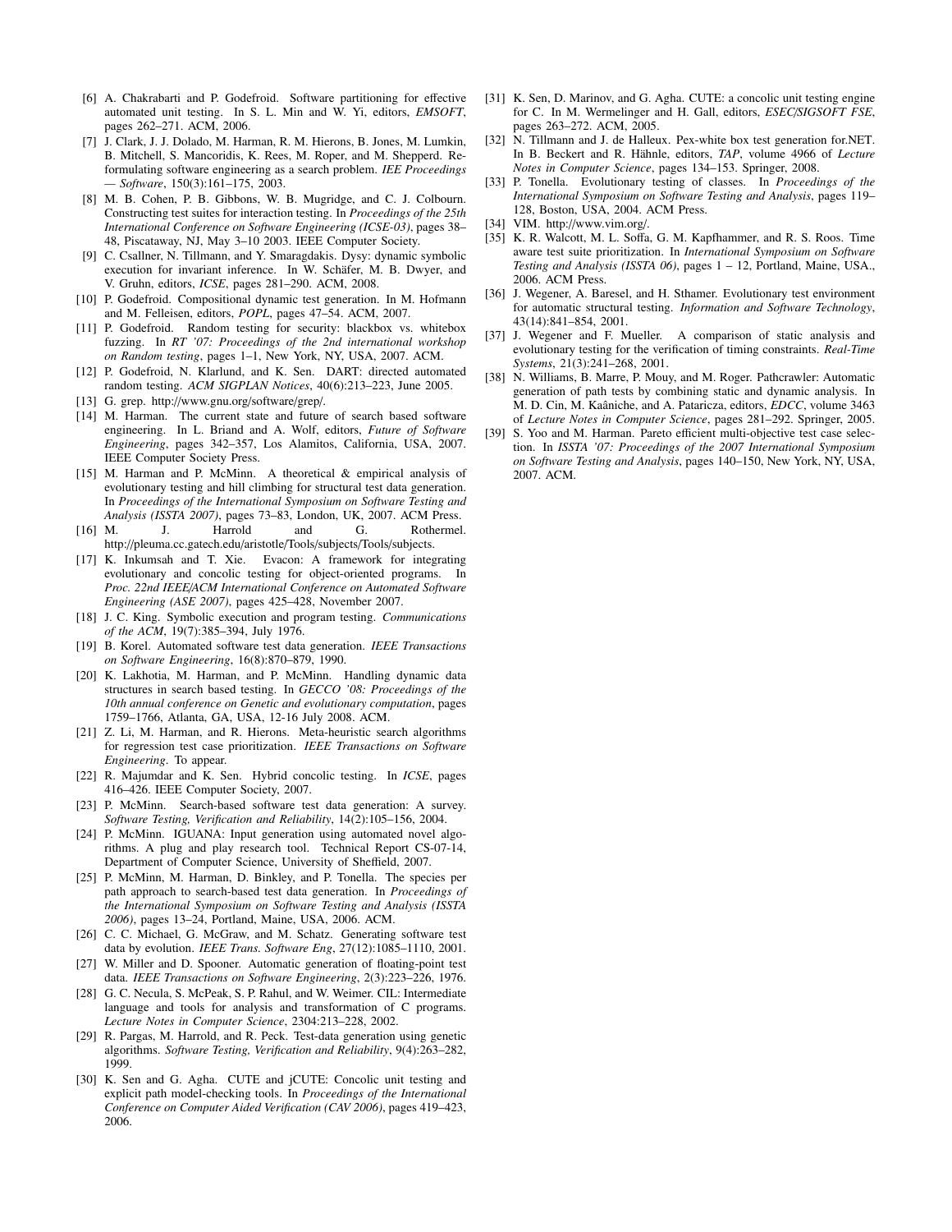[6] A. Chakrabarti and P. Godefroid. Software partitioning for effective automated unit testing. In S. L. Min and W. Yi, editors, *EMSOFT*, pages 262–271. ACM, 2006.

[7] J. Clark, J. J. Dolado, M. Harman, R. M. Hierons, B. Jones, M. Lumkin, B. Mitchell, S. Mancoridis, K. Rees, M. Roper, and M. Shepperd. Reformulating software engineering as a search problem. *IEE Proceedings — Software*, 150(3):161–175, 2003.

[8] M. B. Cohen, P. B. Gibbons, W. B. Mugridge, and C. J. Colbourn. Constructing test suites for interaction testing. In *Proceedings of the 25th International Conference on Software Engineering (ICSE-03)*, pages 38–48, Piscataway, NJ, May 3–10 2003. IEEE Computer Society.

[9] C. Csallner, N. Tillmann, and Y. Smaragdakis. Dysy: dynamic symbolic execution for invariant inference. In W. Schäfer, M. B. Dwyer, and V. Gruhn, editors, *ICSE*, pages 281–290. ACM, 2008.

[10] P. Godefroid. Compositional dynamic test generation. In M. Hofmann and M. Felleisen, editors, *POPL*, pages 47–54. ACM, 2007.

[11] P. Godefroid. Random testing for security: blackbox vs. whitebox fuzzing. In *RT '07: Proceedings of the 2nd international workshop on Random testing*, pages 1–1, New York, NY, USA, 2007. ACM.

[12] P. Godefroid, N. Klarlund, and K. Sen. DART: directed automated random testing. *ACM SIGPLAN Notices*, 40(6):213–223, June 2005.

[13] G. grep. http://www.gnu.org/software/grep/.

[14] M. Harman. The current state and future of search based software engineering. In L. Briand and A. Wolf, editors, *Future of Software Engineering*, pages 342–357, Los Alamitos, California, USA, 2007. IEEE Computer Society Press.

[15] M. Harman and P. McMinn. A theoretical & empirical analysis of evolutionary testing and hill climbing for structural test data generation. In *Proceedings of the International Symposium on Software Testing and Analysis (ISSTA 2007)*, pages 73–83, London, UK, 2007. ACM Press.

[16] M. J. Harrold and G. Rothermel. http://pleuma.cc.gatech.edu/aristotle/Tools/subjects/Tools/subjects.

[17] K. Inkumsah and T. Xie. Evacon: A framework for integrating evolutionary and concolic testing for object-oriented programs. In *Proc. 22nd IEEE/ACM International Conference on Automated Software Engineering (ASE 2007)*, pages 425–428, November 2007.

[18] J. C. King. Symbolic execution and program testing. *Communications of the ACM*, 19(7):385–394, July 1976.

[19] B. Korel. Automated software test data generation. *IEEE Transactions on Software Engineering*, 16(8):870–879, 1990.

[20] K. Lakhotia, M. Harman, and P. McMinn. Handling dynamic data structures in search based testing. In *GECCO '08: Proceedings of the 10th annual conference on Genetic and evolutionary computation*, pages 1759–1766, Atlanta, GA, USA, 12-16 July 2008. ACM.

[21] Z. Li, M. Harman, and R. Hierons. Meta-heuristic search algorithms for regression test case prioritization. *IEEE Transactions on Software Engineering*. To appear.

[22] R. Majumdar and K. Sen. Hybrid concolic testing. In *ICSE*, pages 416–426. IEEE Computer Society, 2007.

[23] P. McMinn. Search-based software test data generation: A survey. *Software Testing, Verification and Reliability*, 14(2):105–156, 2004.

[24] P. McMinn. IGUANA: Input generation using automated novel algorithms. A plug and play research tool. Technical Report CS-07-14, Department of Computer Science, University of Sheffield, 2007.

[25] P. McMinn, M. Harman, D. Binkley, and P. Tonella. The species per path approach to search-based test data generation. In *Proceedings of the International Symposium on Software Testing and Analysis (ISSTA 2006)*, pages 13–24, Portland, Maine, USA, 2006. ACM.

[26] C. C. Michael, G. McGraw, and M. Schatz. Generating software test data by evolution. *IEEE Trans. Software Eng*, 27(12):1085–1110, 2001.

[27] W. Miller and D. Spooner. Automatic generation of floating-point test data. *IEEE Transactions on Software Engineering*, 2(3):223–226, 1976.

[28] G. C. Necula, S. McPeak, S. P. Rahul, and W. Weimer. CIL: Intermediate language and tools for analysis and transformation of C programs. *Lecture Notes in Computer Science*, 2304:213–228, 2002.

[29] R. Pargas, M. Harrold, and R. Peck. Test-data generation using genetic algorithms. *Software Testing, Verification and Reliability*, 9(4):263–282, 1999.

[30] K. Sen and G. Agha. CUTE and jCUTE: Concolic unit testing and explicit path model-checking tools. In *Proceedings of the International Conference on Computer Aided Verification (CAV 2006)*, pages 419–423, 2006.

[31] K. Sen, D. Marinov, and G. Agha. CUTE: a concolic unit testing engine for C. In M. Wermelinger and H. Gall, editors, *ESEC/SIGSOFT FSE*, pages 263–272. ACM, 2005.

[32] N. Tillmann and J. de Halleux. Pex-white box test generation for.NET. In B. Beckert and R. Hähnle, editors, *TAP*, volume 4966 of *Lecture Notes in Computer Science*, pages 134–153. Springer, 2008.

[33] P. Tonella. Evolutionary testing of classes. In *Proceedings of the International Symposium on Software Testing and Analysis*, pages 119–128, Boston, USA, 2004. ACM Press.

[34] VIM. http://www.vim.org/.

[35] K. R. Walcott, M. L. Soffa, G. M. Kapfhammer, and R. S. Roos. Time aware test suite prioritization. In *International Symposium on Software Testing and Analysis (ISSTA 06)*, pages 1 – 12, Portland, Maine, USA., 2006. ACM Press.

[36] J. Wegener, A. Baresel, and H. Sthamer. Evolutionary test environment for automatic structural testing. *Information and Software Technology*, 43(14):841–854, 2001.

[37] J. Wegener and F. Mueller. A comparison of static analysis and evolutionary testing for the verification of timing constraints. *Real-Time Systems*, 21(3):241–268, 2001.

[38] N. Williams, B. Marre, P. Mouy, and M. Roger. Pathcrawler: Automatic generation of path tests by combining static and dynamic analysis. In M. D. Cin, M. Kaâniche, and A. Pataricza, editors, *EDCC*, volume 3463 of *Lecture Notes in Computer Science*, pages 281–292. Springer, 2005.

[39] S. Yoo and M. Harman. Pareto efficient multi-objective test case selection. In *ISSTA '07: Proceedings of the 2007 International Symposium on Software Testing and Analysis*, pages 140–150, New York, NY, USA, 2007. ACM.